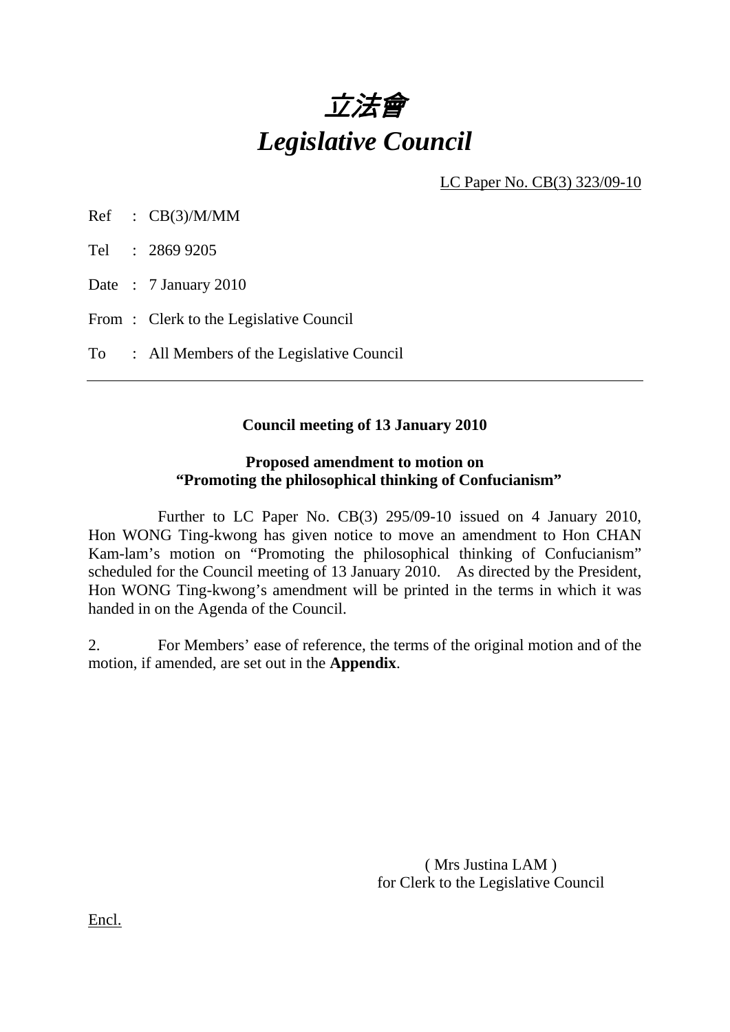# *立法會*
# *Legislative Council*

LC Paper No. CB(3) 323/09-10

Ref : CB(3)/M/MM

Tel : 2869 9205

Date : 7 January 2010

From : Clerk to the Legislative Council

To : All Members of the Legislative Council

---

**Council meeting of 13 January 2010**

**Proposed amendment to motion on**
**"Promoting the philosophical thinking of Confucianism"**

Further to LC Paper No. CB(3) 295/09-10 issued on 4 January 2010, Hon WONG Ting-kwong has given notice to move an amendment to Hon CHAN Kam-lam's motion on "Promoting the philosophical thinking of Confucianism" scheduled for the Council meeting of 13 January 2010. As directed by the President, Hon WONG Ting-kwong's amendment will be printed in the terms in which it was handed in on the Agenda of the Council.

2. For Members' ease of reference, the terms of the original motion and of the motion, if amended, are set out in the **Appendix**.

( Mrs Justina LAM )
for Clerk to the Legislative Council

Encl.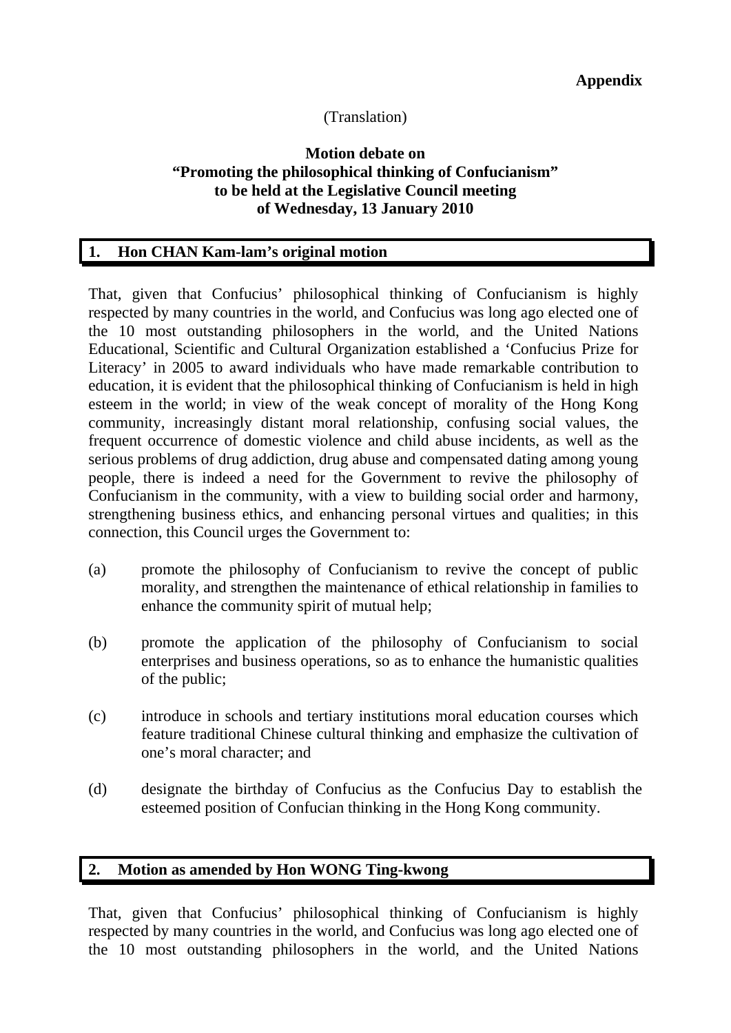**Appendix**

(Translation)

**Motion debate on**
**"Promoting the philosophical thinking of Confucianism"**
**to be held at the Legislative Council meeting**
**of Wednesday, 13 January 2010**

## 1. Hon CHAN Kam-lam's original motion

That, given that Confucius' philosophical thinking of Confucianism is highly respected by many countries in the world, and Confucius was long ago elected one of the 10 most outstanding philosophers in the world, and the United Nations Educational, Scientific and Cultural Organization established a 'Confucius Prize for Literacy' in 2005 to award individuals who have made remarkable contribution to education, it is evident that the philosophical thinking of Confucianism is held in high esteem in the world; in view of the weak concept of morality of the Hong Kong community, increasingly distant moral relationship, confusing social values, the frequent occurrence of domestic violence and child abuse incidents, as well as the serious problems of drug addiction, drug abuse and compensated dating among young people, there is indeed a need for the Government to revive the philosophy of Confucianism in the community, with a view to building social order and harmony, strengthening business ethics, and enhancing personal virtues and qualities; in this connection, this Council urges the Government to:

(a) promote the philosophy of Confucianism to revive the concept of public morality, and strengthen the maintenance of ethical relationship in families to enhance the community spirit of mutual help;

(b) promote the application of the philosophy of Confucianism to social enterprises and business operations, so as to enhance the humanistic qualities of the public;

(c) introduce in schools and tertiary institutions moral education courses which feature traditional Chinese cultural thinking and emphasize the cultivation of one's moral character; and

(d) designate the birthday of Confucius as the Confucius Day to establish the esteemed position of Confucian thinking in the Hong Kong community.

## 2. Motion as amended by Hon WONG Ting-kwong

That, given that Confucius' philosophical thinking of Confucianism is highly respected by many countries in the world, and Confucius was long ago elected one of the 10 most outstanding philosophers in the world, and the United Nations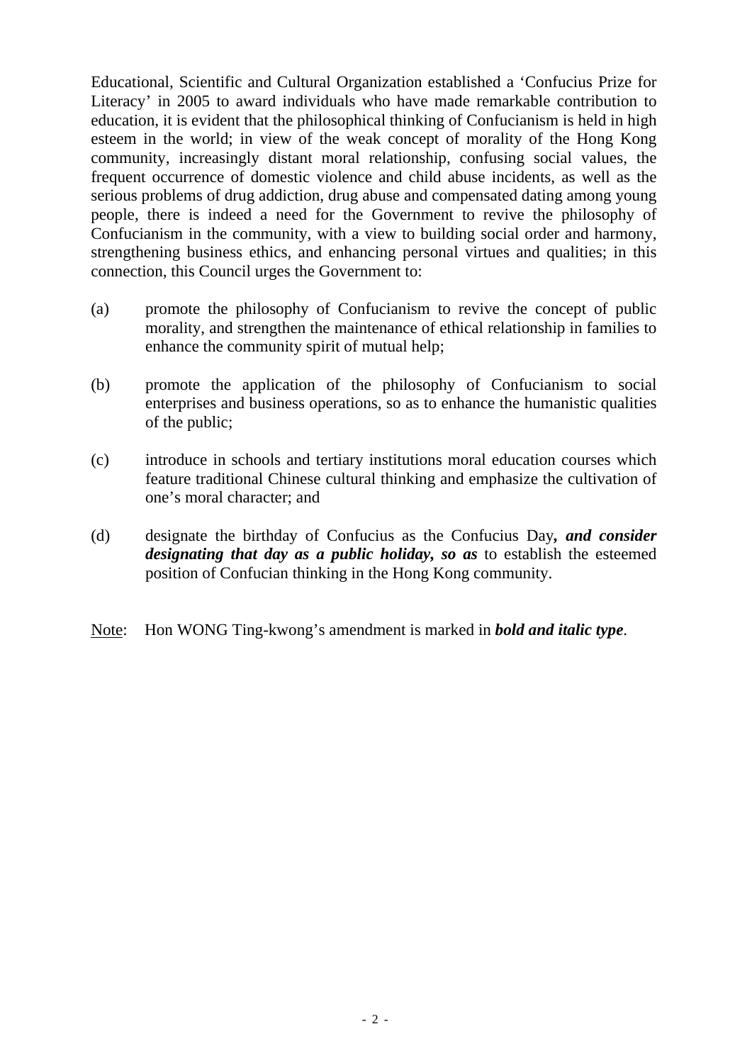Educational, Scientific and Cultural Organization established a 'Confucius Prize for Literacy' in 2005 to award individuals who have made remarkable contribution to education, it is evident that the philosophical thinking of Confucianism is held in high esteem in the world; in view of the weak concept of morality of the Hong Kong community, increasingly distant moral relationship, confusing social values, the frequent occurrence of domestic violence and child abuse incidents, as well as the serious problems of drug addiction, drug abuse and compensated dating among young people, there is indeed a need for the Government to revive the philosophy of Confucianism in the community, with a view to building social order and harmony, strengthening business ethics, and enhancing personal virtues and qualities; in this connection, this Council urges the Government to:

(a) promote the philosophy of Confucianism to revive the concept of public morality, and strengthen the maintenance of ethical relationship in families to enhance the community spirit of mutual help;

(b) promote the application of the philosophy of Confucianism to social enterprises and business operations, so as to enhance the humanistic qualities of the public;

(c) introduce in schools and tertiary institutions moral education courses which feature traditional Chinese cultural thinking and emphasize the cultivation of one's moral character; and

(d) designate the birthday of Confucius as the Confucius Day***, and consider designating that day as a public holiday, so as*** to establish the esteemed position of Confucian thinking in the Hong Kong community.

Note: Hon WONG Ting-kwong's amendment is marked in ***bold and italic type***.